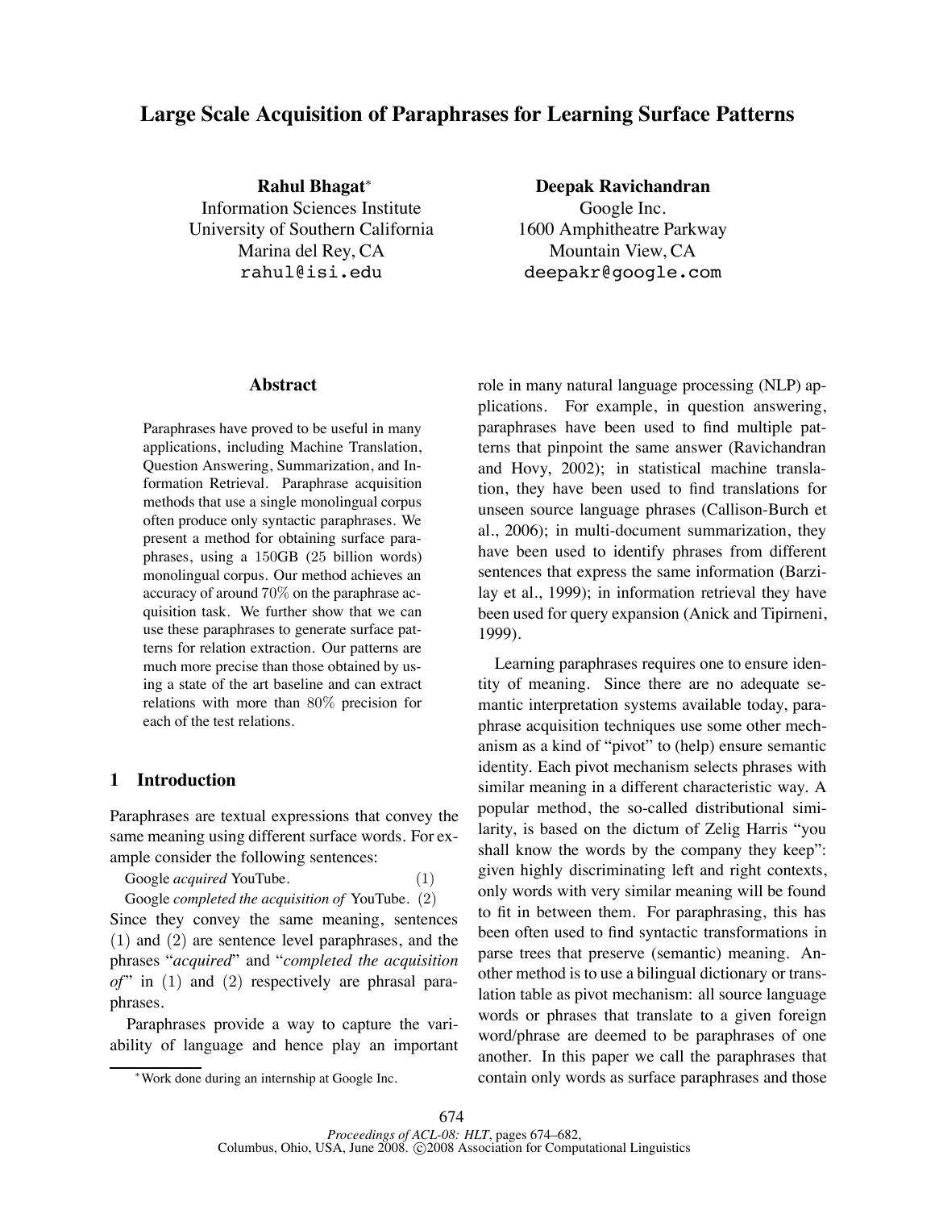# Large Scale Acquisition of Paraphrases for Learning Surface Patterns

**Rahul Bhagat***
Information Sciences Institute
University of Southern California
Marina del Rey, CA
rahul@isi.edu

**Deepak Ravichandran**
Google Inc.
1600 Amphitheatre Parkway
Mountain View, CA
deepakr@google.com

## Abstract

Paraphrases have proved to be useful in many applications, including Machine Translation, Question Answering, Summarization, and Information Retrieval. Paraphrase acquisition methods that use a single monolingual corpus often produce only syntactic paraphrases. We present a method for obtaining surface paraphrases, using a 150GB (25 billion words) monolingual corpus. Our method achieves an accuracy of around 70% on the paraphrase acquisition task. We further show that we can use these paraphrases to generate surface patterns for relation extraction. Our patterns are much more precise than those obtained by using a state of the art baseline and can extract relations with more than 80% precision for each of the test relations.

## 1 Introduction

Paraphrases are textual expressions that convey the same meaning using different surface words. For example consider the following sentences:

Google *acquired* YouTube. (1)

Google *completed the acquisition of* YouTube. (2)

Since they convey the same meaning, sentences (1) and (2) are sentence level paraphrases, and the phrases "*acquired*" and "*completed the acquisition of*" in (1) and (2) respectively are phrasal paraphrases.

Paraphrases provide a way to capture the variability of language and hence play an important role in many natural language processing (NLP) applications. For example, in question answering, paraphrases have been used to find multiple patterns that pinpoint the same answer (Ravichandran and Hovy, 2002); in statistical machine translation, they have been used to find translations for unseen source language phrases (Callison-Burch et al., 2006); in multi-document summarization, they have been used to identify phrases from different sentences that express the same information (Barzilay et al., 1999); in information retrieval they have been used for query expansion (Anick and Tipirneni, 1999).

Learning paraphrases requires one to ensure identity of meaning. Since there are no adequate semantic interpretation systems available today, paraphrase acquisition techniques use some other mechanism as a kind of "pivot" to (help) ensure semantic identity. Each pivot mechanism selects phrases with similar meaning in a different characteristic way. A popular method, the so-called distributional similarity, is based on the dictum of Zelig Harris "you shall know the words by the company they keep": given highly discriminating left and right contexts, only words with very similar meaning will be found to fit in between them. For paraphrasing, this has been often used to find syntactic transformations in parse trees that preserve (semantic) meaning. Another method is to use a bilingual dictionary or translation table as pivot mechanism: all source language words or phrases that translate to a given foreign word/phrase are deemed to be paraphrases of one another. In this paper we call the paraphrases that contain only words as surface paraphrases and those

*Work done during an internship at Google Inc.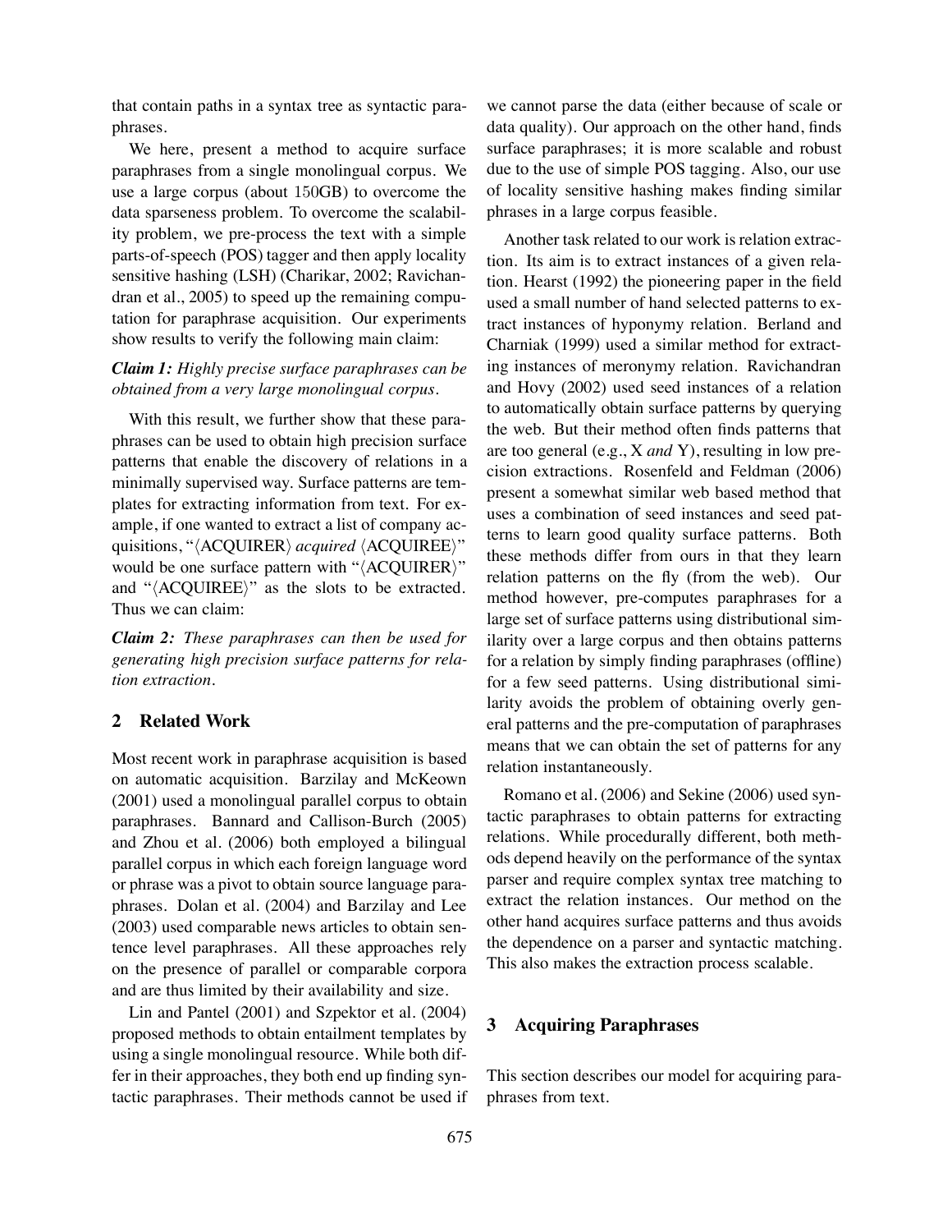that contain paths in a syntax tree as syntactic paraphrases.

We here, present a method to acquire surface paraphrases from a single monolingual corpus. We use a large corpus (about 150GB) to overcome the data sparseness problem. To overcome the scalability problem, we pre-process the text with a simple parts-of-speech (POS) tagger and then apply locality sensitive hashing (LSH) (Charikar, 2002; Ravichandran et al., 2005) to speed up the remaining computation for paraphrase acquisition. Our experiments show results to verify the following main claim:

***Claim 1:*** *Highly precise surface paraphrases can be obtained from a very large monolingual corpus.*

With this result, we further show that these paraphrases can be used to obtain high precision surface patterns that enable the discovery of relations in a minimally supervised way. Surface patterns are templates for extracting information from text. For example, if one wanted to extract a list of company acquisitions, "⟨ACQUIRER⟩ *acquired* ⟨ACQUIREE⟩" would be one surface pattern with "⟨ACQUIRER⟩" and "⟨ACQUIREE⟩" as the slots to be extracted. Thus we can claim:

***Claim 2:*** *These paraphrases can then be used for generating high precision surface patterns for relation extraction.*

## 2 Related Work

Most recent work in paraphrase acquisition is based on automatic acquisition. Barzilay and McKeown (2001) used a monolingual parallel corpus to obtain paraphrases. Bannard and Callison-Burch (2005) and Zhou et al. (2006) both employed a bilingual parallel corpus in which each foreign language word or phrase was a pivot to obtain source language paraphrases. Dolan et al. (2004) and Barzilay and Lee (2003) used comparable news articles to obtain sentence level paraphrases. All these approaches rely on the presence of parallel or comparable corpora and are thus limited by their availability and size.

Lin and Pantel (2001) and Szpektor et al. (2004) proposed methods to obtain entailment templates by using a single monolingual resource. While both differ in their approaches, they both end up finding syntactic paraphrases. Their methods cannot be used if we cannot parse the data (either because of scale or data quality). Our approach on the other hand, finds surface paraphrases; it is more scalable and robust due to the use of simple POS tagging. Also, our use of locality sensitive hashing makes finding similar phrases in a large corpus feasible.

Another task related to our work is relation extraction. Its aim is to extract instances of a given relation. Hearst (1992) the pioneering paper in the field used a small number of hand selected patterns to extract instances of hyponymy relation. Berland and Charniak (1999) used a similar method for extracting instances of meronymy relation. Ravichandran and Hovy (2002) used seed instances of a relation to automatically obtain surface patterns by querying the web. But their method often finds patterns that are too general (e.g., X *and* Y), resulting in low precision extractions. Rosenfeld and Feldman (2006) present a somewhat similar web based method that uses a combination of seed instances and seed patterns to learn good quality surface patterns. Both these methods differ from ours in that they learn relation patterns on the fly (from the web). Our method however, pre-computes paraphrases for a large set of surface patterns using distributional similarity over a large corpus and then obtains patterns for a relation by simply finding paraphrases (offline) for a few seed patterns. Using distributional similarity avoids the problem of obtaining overly general patterns and the pre-computation of paraphrases means that we can obtain the set of patterns for any relation instantaneously.

Romano et al. (2006) and Sekine (2006) used syntactic paraphrases to obtain patterns for extracting relations. While procedurally different, both methods depend heavily on the performance of the syntax parser and require complex syntax tree matching to extract the relation instances. Our method on the other hand acquires surface patterns and thus avoids the dependence on a parser and syntactic matching. This also makes the extraction process scalable.

## 3 Acquiring Paraphrases

This section describes our model for acquiring paraphrases from text.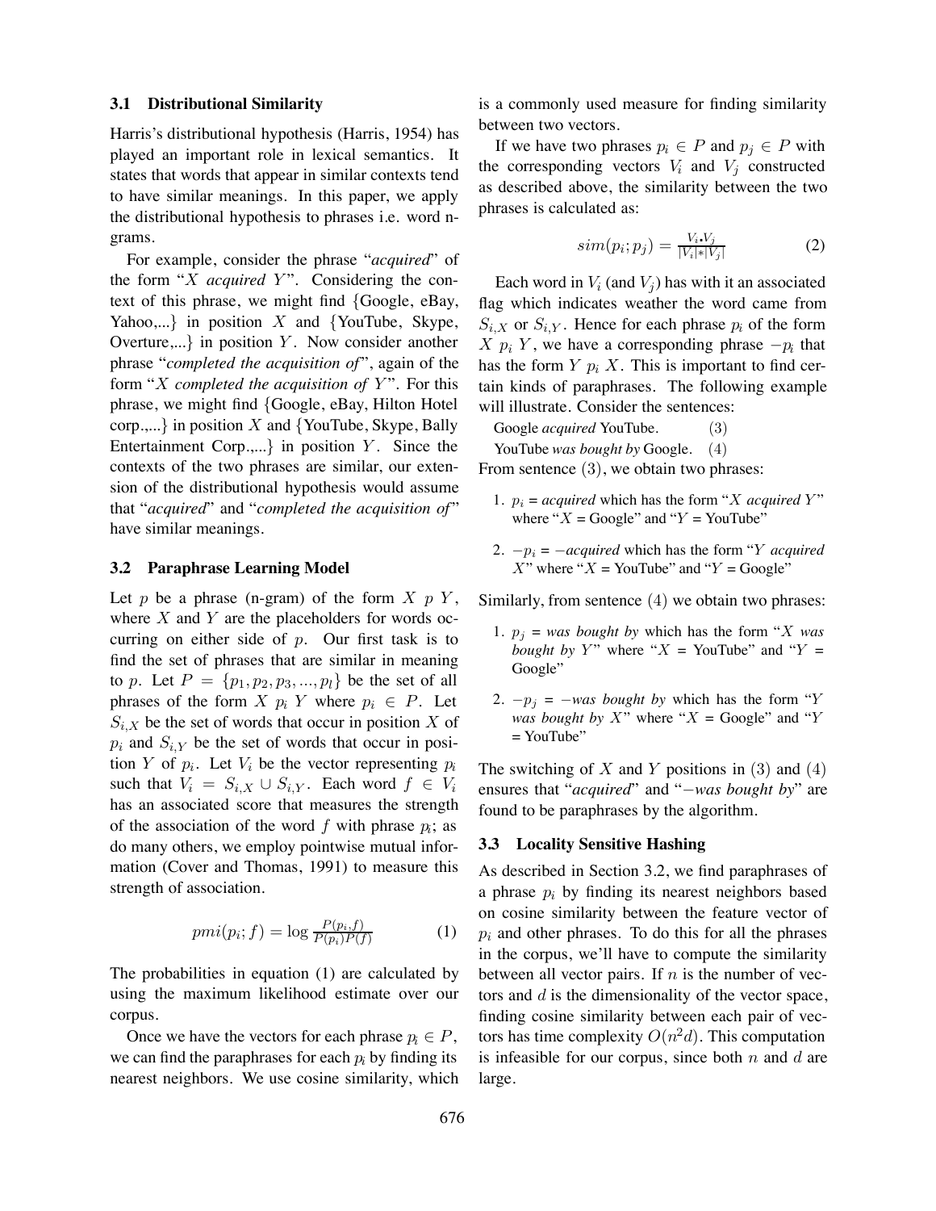### 3.1 Distributional Similarity

Harris's distributional hypothesis (Harris, 1954) has played an important role in lexical semantics. It states that words that appear in similar contexts tend to have similar meanings. In this paper, we apply the distributional hypothesis to phrases i.e. word n-grams.

For example, consider the phrase "*acquired*" of the form "$X$ *acquired* $Y$". Considering the context of this phrase, we might find {Google, eBay, Yahoo,...} in position $X$ and {YouTube, Skype, Overture,...} in position $Y$. Now consider another phrase "*completed the acquisition of*", again of the form "$X$ *completed the acquisition of* $Y$". For this phrase, we might find {Google, eBay, Hilton Hotel corp.,...} in position $X$ and {YouTube, Skype, Bally Entertainment Corp.,...} in position $Y$. Since the contexts of the two phrases are similar, our extension of the distributional hypothesis would assume that "*acquired*" and "*completed the acquisition of*" have similar meanings.

### 3.2 Paraphrase Learning Model

Let $p$ be a phrase (n-gram) of the form $X\ p\ Y$, where $X$ and $Y$ are the placeholders for words occurring on either side of $p$. Our first task is to find the set of phrases that are similar in meaning to $p$. Let $P = \{p_1, p_2, p_3, ..., p_l\}$ be the set of all phrases of the form $X\ p_i\ Y$ where $p_i \in P$. Let $S_{i,X}$ be the set of words that occur in position $X$ of $p_i$ and $S_{i,Y}$ be the set of words that occur in position $Y$ of $p_i$. Let $V_i$ be the vector representing $p_i$ such that $V_i = S_{i,X} \cup S_{i,Y}$. Each word $f \in V_i$ has an associated score that measures the strength of the association of the word $f$ with phrase $p_i$; as do many others, we employ pointwise mutual information (Cover and Thomas, 1991) to measure this strength of association.

$$pmi(p_i; f) = \log \frac{P(p_i, f)}{P(p_i)P(f)} \tag{1}$$

The probabilities in equation (1) are calculated by using the maximum likelihood estimate over our corpus.

Once we have the vectors for each phrase $p_i \in P$, we can find the paraphrases for each $p_i$ by finding its nearest neighbors. We use cosine similarity, which is a commonly used measure for finding similarity between two vectors.

If we have two phrases $p_i \in P$ and $p_j \in P$ with the corresponding vectors $V_i$ and $V_j$ constructed as described above, the similarity between the two phrases is calculated as:

$$sim(p_i; p_j) = \frac{V_i \cdot V_j}{|V_i| * |V_j|} \tag{2}$$

Each word in $V_i$ (and $V_j$) has with it an associated flag which indicates weather the word came from $S_{i,X}$ or $S_{i,Y}$. Hence for each phrase $p_i$ of the form $X\ p_i\ Y$, we have a corresponding phrase $-p_i$ that has the form $Y\ p_i\ X$. This is important to find certain kinds of paraphrases. The following example will illustrate. Consider the sentences:

Google *acquired* YouTube. (3)

YouTube *was bought by* Google. (4)

From sentence (3), we obtain two phrases:

1. $p_i$ = *acquired* which has the form "$X$ *acquired* $Y$" where "$X$ = Google" and "$Y$ = YouTube"
2. $-p_i$ = $-$*acquired* which has the form "$Y$ *acquired* $X$" where "$X$ = YouTube" and "$Y$ = Google"

Similarly, from sentence (4) we obtain two phrases:

1. $p_j$ = *was bought by* which has the form "$X$ *was bought by* $Y$" where "$X$ = YouTube" and "$Y$ = Google"
2. $-p_j$ = $-$*was bought by* which has the form "$Y$ *was bought by* $X$" where "$X$ = Google" and "$Y$ = YouTube"

The switching of $X$ and $Y$ positions in (3) and (4) ensures that "*acquired*" and "$-$*was bought by*" are found to be paraphrases by the algorithm.

### 3.3 Locality Sensitive Hashing

As described in Section 3.2, we find paraphrases of a phrase $p_i$ by finding its nearest neighbors based on cosine similarity between the feature vector of $p_i$ and other phrases. To do this for all the phrases in the corpus, we'll have to compute the similarity between all vector pairs. If $n$ is the number of vectors and $d$ is the dimensionality of the vector space, finding cosine similarity between each pair of vectors has time complexity $O(n^2 d)$. This computation is infeasible for our corpus, since both $n$ and $d$ are large.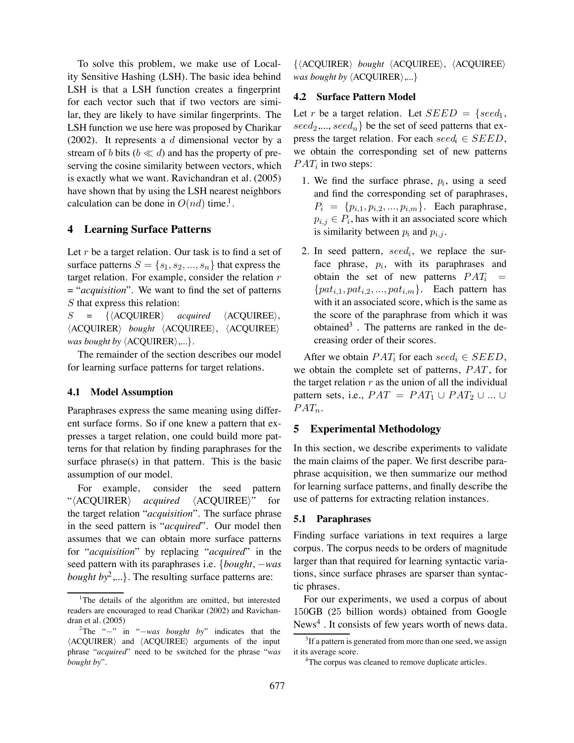To solve this problem, we make use of Locality Sensitive Hashing (LSH). The basic idea behind LSH is that a LSH function creates a fingerprint for each vector such that if two vectors are similar, they are likely to have similar fingerprints. The LSH function we use here was proposed by Charikar (2002). It represents a $d$ dimensional vector by a stream of $b$ bits ($b \ll d$) and has the property of preserving the cosine similarity between vectors, which is exactly what we want. Ravichandran et al. (2005) have shown that by using the LSH nearest neighbors calculation can be done in $O(nd)$ time[1].

## 4 Learning Surface Patterns

Let $r$ be a target relation. Our task is to find a set of surface patterns $S = \{s_1, s_2, ..., s_n\}$ that express the target relation. For example, consider the relation $r$ = "*acquisition*". We want to find the set of patterns $S$ that express this relation:

$S$ = {⟨ACQUIRER⟩ *acquired* ⟨ACQUIREE⟩, ⟨ACQUIRER⟩ *bought* ⟨ACQUIREE⟩, ⟨ACQUIREE⟩ *was bought by* ⟨ACQUIRER⟩,...}.

The remainder of the section describes our model for learning surface patterns for target relations.

### 4.1 Model Assumption

Paraphrases express the same meaning using different surface forms. So if one knew a pattern that expresses a target relation, one could build more patterns for that relation by finding paraphrases for the surface phrase(s) in that pattern. This is the basic assumption of our model.

For example, consider the seed pattern "⟨ACQUIRER⟩ *acquired* ⟨ACQUIREE⟩" for the target relation "*acquisition*". The surface phrase in the seed pattern is "*acquired*". Our model then assumes that we can obtain more surface patterns for "*acquisition*" by replacing "*acquired*" in the seed pattern with its paraphrases i.e. {*bought*, −*was bought by*[2],...}. The resulting surface patterns are:

{⟨ACQUIRER⟩ *bought* ⟨ACQUIREE⟩, ⟨ACQUIREE⟩ *was bought by* ⟨ACQUIRER⟩,...}

### 4.2 Surface Pattern Model

Let $r$ be a target relation. Let $SEED = \{seed_1, seed_2, ..., seed_n\}$ be the set of seed patterns that express the target relation. For each $seed_i \in SEED$, we obtain the corresponding set of new patterns $PAT_i$ in two steps:

1. We find the surface phrase, $p_i$, using a seed and find the corresponding set of paraphrases, $P_i = \{p_{i,1}, p_{i,2}, ..., p_{i,m}\}$. Each paraphrase, $p_{i,j} \in P_i$, has with it an associated score which is similarity between $p_i$ and $p_{i,j}$.
2. In seed pattern, $seed_i$, we replace the surface phrase, $p_i$, with its paraphrases and obtain the set of new patterns $PAT_i = \{pat_{i,1}, pat_{i,2}, ..., pat_{i,m}\}$. Each pattern has with it an associated score, which is the same as the score of the paraphrase from which it was obtained[3]. The patterns are ranked in the decreasing order of their scores.

After we obtain $PAT_i$ for each $seed_i \in SEED$, we obtain the complete set of patterns, $PAT$, for the target relation $r$ as the union of all the individual pattern sets, i.e., $PAT = PAT_1 \cup PAT_2 \cup ... \cup PAT_n$.

## 5 Experimental Methodology

In this section, we describe experiments to validate the main claims of the paper. We first describe paraphrase acquisition, we then summarize our method for learning surface patterns, and finally describe the use of patterns for extracting relation instances.

### 5.1 Paraphrases

Finding surface variations in text requires a large corpus. The corpus needs to be orders of magnitude larger than that required for learning syntactic variations, since surface phrases are sparser than syntactic phrases.

For our experiments, we used a corpus of about 150GB (25 billion words) obtained from Google News[4]. It consists of few years worth of news data.

---

[1] The details of the algorithm are omitted, but interested readers are encouraged to read Charikar (2002) and Ravichandran et al. (2005)

[2] The "−" in "−*was bought by*" indicates that the ⟨ACQUIRER⟩ and ⟨ACQUIREE⟩ arguments of the input phrase "*acquired*" need to be switched for the phrase "*was bought by*".

[3] If a pattern is generated from more than one seed, we assign it its average score.

[4] The corpus was cleaned to remove duplicate articles.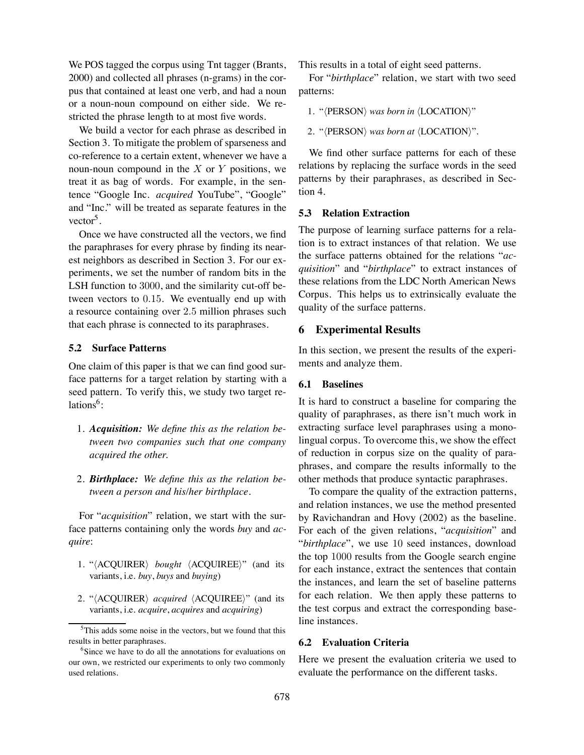We POS tagged the corpus using Tnt tagger (Brants, 2000) and collected all phrases (n-grams) in the corpus that contained at least one verb, and had a noun or a noun-noun compound on either side. We restricted the phrase length to at most five words.

We build a vector for each phrase as described in Section 3. To mitigate the problem of sparseness and co-reference to a certain extent, whenever we have a noun-noun compound in the $X$ or $Y$ positions, we treat it as bag of words. For example, in the sentence "Google Inc. *acquired* YouTube", "Google" and "Inc." will be treated as separate features in the vector[5].

Once we have constructed all the vectors, we find the paraphrases for every phrase by finding its nearest neighbors as described in Section 3. For our experiments, we set the number of random bits in the LSH function to 3000, and the similarity cut-off between vectors to 0.15. We eventually end up with a resource containing over 2.5 million phrases such that each phrase is connected to its paraphrases.

### 5.2 Surface Patterns

One claim of this paper is that we can find good surface patterns for a target relation by starting with a seed pattern. To verify this, we study two target relations[6]:

1. ***Acquisition:*** *We define this as the relation between two companies such that one company acquired the other.*

2. ***Birthplace:*** *We define this as the relation between a person and his/her birthplace.*

For "*acquisition*" relation, we start with the surface patterns containing only the words *buy* and *acquire*:

1. "⟨ACQUIRER⟩ *bought* ⟨ACQUIREE⟩" (and its variants, i.e. *buy*, *buys* and *buying*)

2. "⟨ACQUIRER⟩ *acquired* ⟨ACQUIREE⟩" (and its variants, i.e. *acquire*, *acquires* and *acquiring*)

This results in a total of eight seed patterns.

For "*birthplace*" relation, we start with two seed patterns:

1. "⟨PERSON⟩ *was born in* ⟨LOCATION⟩"

2. "⟨PERSON⟩ *was born at* ⟨LOCATION⟩".

We find other surface patterns for each of these relations by replacing the surface words in the seed patterns by their paraphrases, as described in Section 4.

### 5.3 Relation Extraction

The purpose of learning surface patterns for a relation is to extract instances of that relation. We use the surface patterns obtained for the relations "*acquisition*" and "*birthplace*" to extract instances of these relations from the LDC North American News Corpus. This helps us to extrinsically evaluate the quality of the surface patterns.

## 6 Experimental Results

In this section, we present the results of the experiments and analyze them.

### 6.1 Baselines

It is hard to construct a baseline for comparing the quality of paraphrases, as there isn't much work in extracting surface level paraphrases using a monolingual corpus. To overcome this, we show the effect of reduction in corpus size on the quality of paraphrases, and compare the results informally to the other methods that produce syntactic paraphrases.

To compare the quality of the extraction patterns, and relation instances, we use the method presented by Ravichandran and Hovy (2002) as the baseline. For each of the given relations, "*acquisition*" and "*birthplace*", we use 10 seed instances, download the top 1000 results from the Google search engine for each instance, extract the sentences that contain the instances, and learn the set of baseline patterns for each relation. We then apply these patterns to the test corpus and extract the corresponding baseline instances.

### 6.2 Evaluation Criteria

Here we present the evaluation criteria we used to evaluate the performance on the different tasks.

[5] This adds some noise in the vectors, but we found that this results in better paraphrases.

[6] Since we have to do all the annotations for evaluations on our own, we restricted our experiments to only two commonly used relations.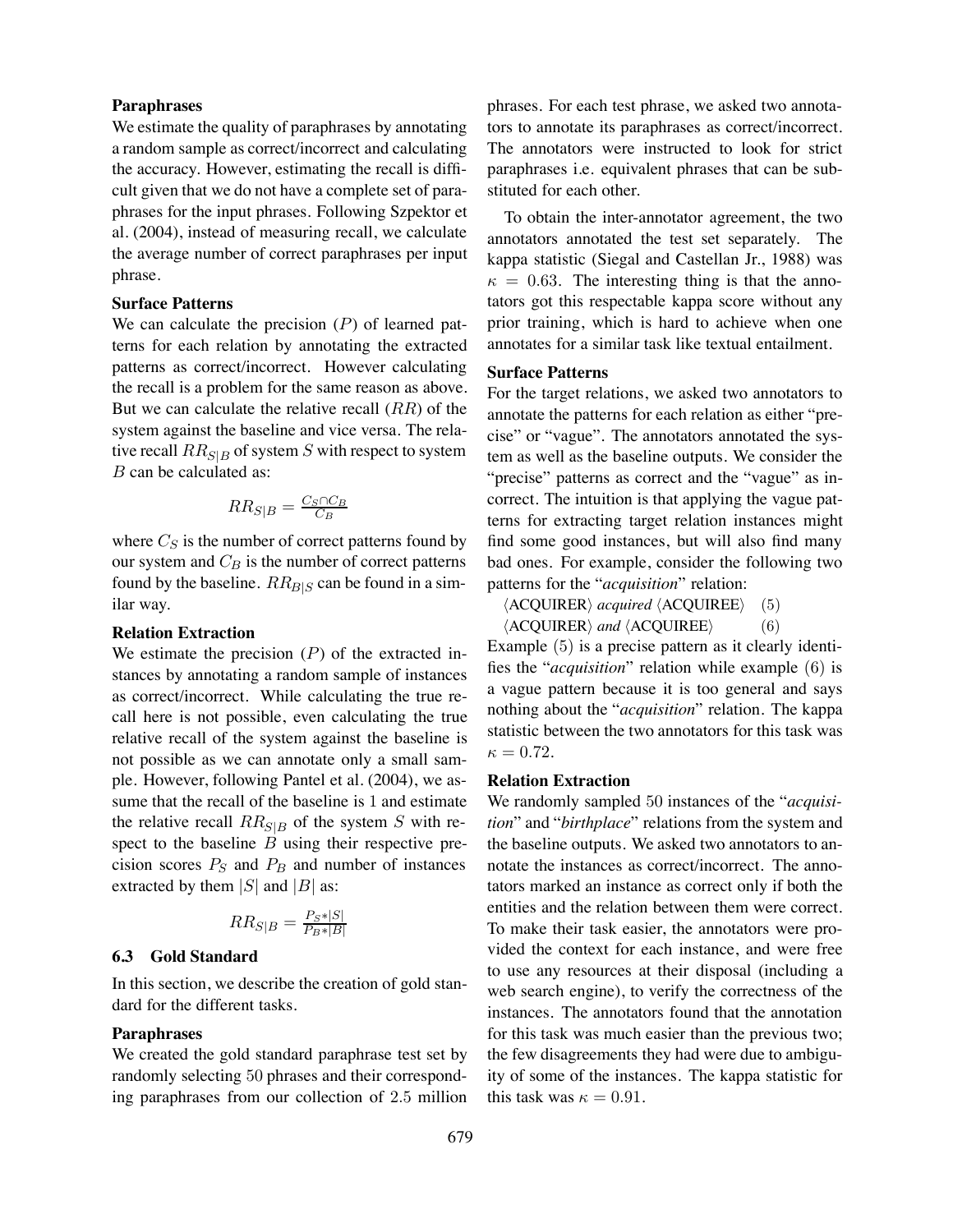**Paraphrases**

We estimate the quality of paraphrases by annotating a random sample as correct/incorrect and calculating the accuracy. However, estimating the recall is difficult given that we do not have a complete set of paraphrases for the input phrases. Following Szpektor et al. (2004), instead of measuring recall, we calculate the average number of correct paraphrases per input phrase.

**Surface Patterns**

We can calculate the precision ($P$) of learned patterns for each relation by annotating the extracted patterns as correct/incorrect. However calculating the recall is a problem for the same reason as above. But we can calculate the relative recall ($RR$) of the system against the baseline and vice versa. The relative recall $RR_{S|B}$ of system $S$ with respect to system $B$ can be calculated as:

$$RR_{S|B} = \frac{C_S \cap C_B}{C_B}$$

where $C_S$ is the number of correct patterns found by our system and $C_B$ is the number of correct patterns found by the baseline. $RR_{B|S}$ can be found in a similar way.

**Relation Extraction**

We estimate the precision ($P$) of the extracted instances by annotating a random sample of instances as correct/incorrect. While calculating the true recall here is not possible, even calculating the true relative recall of the system against the baseline is not possible as we can annotate only a small sample. However, following Pantel et al. (2004), we assume that the recall of the baseline is 1 and estimate the relative recall $RR_{S|B}$ of the system $S$ with respect to the baseline $B$ using their respective precision scores $P_S$ and $P_B$ and number of instances extracted by them $|S|$ and $|B|$ as:

$$RR_{S|B} = \frac{P_S * |S|}{P_B * |B|}$$

## 6.3 Gold Standard

In this section, we describe the creation of gold standard for the different tasks.

**Paraphrases**

We created the gold standard paraphrase test set by randomly selecting 50 phrases and their corresponding paraphrases from our collection of 2.5 million phrases. For each test phrase, we asked two annotators to annotate its paraphrases as correct/incorrect. The annotators were instructed to look for strict paraphrases i.e. equivalent phrases that can be substituted for each other.

To obtain the inter-annotator agreement, the two annotators annotated the test set separately. The kappa statistic (Siegal and Castellan Jr., 1988) was $\kappa = 0.63$. The interesting thing is that the annotators got this respectable kappa score without any prior training, which is hard to achieve when one annotates for a similar task like textual entailment.

**Surface Patterns**

For the target relations, we asked two annotators to annotate the patterns for each relation as either "precise" or "vague". The annotators annotated the system as well as the baseline outputs. We consider the "precise" patterns as correct and the "vague" as incorrect. The intuition is that applying the vague patterns for extracting target relation instances might find some good instances, but will also find many bad ones. For example, consider the following two patterns for the "*acquisition*" relation:

⟨ACQUIRER⟩ *acquired* ⟨ACQUIREE⟩ (5)

⟨ACQUIRER⟩ *and* ⟨ACQUIREE⟩ (6)

Example (5) is a precise pattern as it clearly identifies the "*acquisition*" relation while example (6) is a vague pattern because it is too general and says nothing about the "*acquisition*" relation. The kappa statistic between the two annotators for this task was $\kappa = 0.72$.

**Relation Extraction**

We randomly sampled 50 instances of the "*acquisition*" and "*birthplace*" relations from the system and the baseline outputs. We asked two annotators to annotate the instances as correct/incorrect. The annotators marked an instance as correct only if both the entities and the relation between them were correct. To make their task easier, the annotators were provided the context for each instance, and were free to use any resources at their disposal (including a web search engine), to verify the correctness of the instances. The annotators found that the annotation for this task was much easier than the previous two; the few disagreements they had were due to ambiguity of some of the instances. The kappa statistic for this task was $\kappa = 0.91$.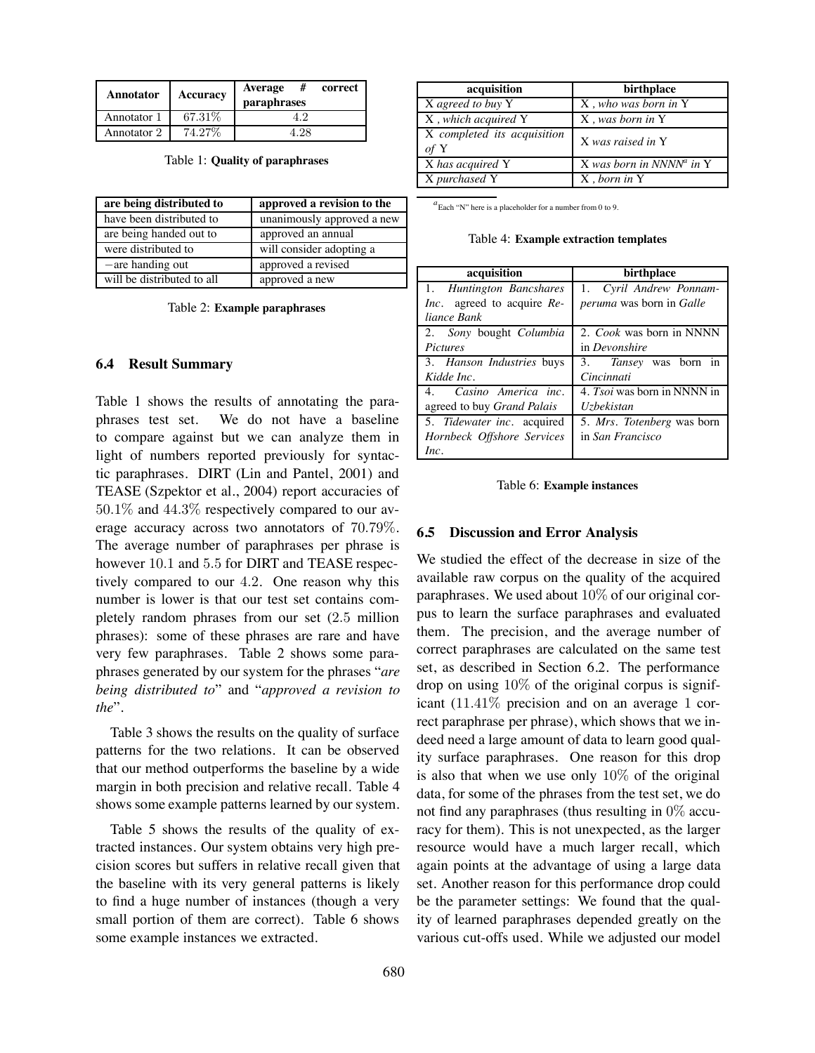| Annotator | Accuracy | Average # correct paraphrases |
|---|---|---|
| Annotator 1 | 67.31% | 4.2 |
| Annotator 2 | 74.27% | 4.28 |

Table 1: **Quality of paraphrases**

| are being distributed to | approved a revision to the |
|---|---|
| have been distributed to | unanimously approved a new |
| are being handed out to | approved an annual |
| were distributed to | will consider adopting a |
| −are handing out | approved a revised |
| will be distributed to all | approved a new |

Table 2: **Example paraphrases**

### 6.4 Result Summary

Table 1 shows the results of annotating the paraphrases test set. We do not have a baseline to compare against but we can analyze them in light of numbers reported previously for syntactic paraphrases. DIRT (Lin and Pantel, 2001) and TEASE (Szpektor et al., 2004) report accuracies of 50.1% and 44.3% respectively compared to our average accuracy across two annotators of 70.79%. The average number of paraphrases per phrase is however 10.1 and 5.5 for DIRT and TEASE respectively compared to our 4.2. One reason why this number is lower is that our test set contains completely random phrases from our set (2.5 million phrases): some of these phrases are rare and have very few paraphrases. Table 2 shows some paraphrases generated by our system for the phrases "*are being distributed to*" and "*approved a revision to the*".

Table 3 shows the results on the quality of surface patterns for the two relations. It can be observed that our method outperforms the baseline by a wide margin in both precision and relative recall. Table 4 shows some example patterns learned by our system.

Table 5 shows the results of the quality of extracted instances. Our system obtains very high precision scores but suffers in relative recall given that the baseline with its very general patterns is likely to find a huge number of instances (though a very small portion of them are correct). Table 6 shows some example instances we extracted.

| acquisition | birthplace |
|---|---|
| X *agreed to buy* Y | X *, who was born in* Y |
| X *, which acquired* Y | X *, was born in* Y |
| X *completed its acquisition of* Y | X *was raised in* Y |
| X *has acquired* Y | X *was born in NNNN*[a] *in* Y |
| X *purchased* Y | X *, born in* Y |

[a] Each "N" here is a placeholder for a number from 0 to 9.

Table 4: **Example extraction templates**

| acquisition | birthplace |
|---|---|
| 1. *Huntington Bancshares Inc.* agreed to acquire *Reliance Bank* | 1. *Cyril Andrew Ponnamperuma* was born in *Galle* |
| 2. *Sony* bought *Columbia Pictures* | 2. *Cook* was born in NNNN in *Devonshire* |
| 3. *Hanson Industries* buys *Kidde Inc.* | 3. *Tansey* was born in *Cincinnati* |
| 4. *Casino America inc.* agreed to buy *Grand Palais* | 4. *Tsoi* was born in NNNN in *Uzbekistan* |
| 5. *Tidewater inc.* acquired *Hornbeck Offshore Services Inc.* | 5. *Mrs. Totenberg* was born in *San Francisco* |

Table 6: **Example instances**

### 6.5 Discussion and Error Analysis

We studied the effect of the decrease in size of the available raw corpus on the quality of the acquired paraphrases. We used about 10% of our original corpus to learn the surface paraphrases and evaluated them. The precision, and the average number of correct paraphrases are calculated on the same test set, as described in Section 6.2. The performance drop on using 10% of the original corpus is significant (11.41% precision and on an average 1 correct paraphrase per phrase), which shows that we indeed need a large amount of data to learn good quality surface paraphrases. One reason for this drop is also that when we use only 10% of the original data, for some of the phrases from the test set, we do not find any paraphrases (thus resulting in 0% accuracy for them). This is not unexpected, as the larger resource would have a much larger recall, which again points at the advantage of using a large data set. Another reason for this performance drop could be the parameter settings: We found that the quality of learned paraphrases depended greatly on the various cut-offs used. While we adjusted our model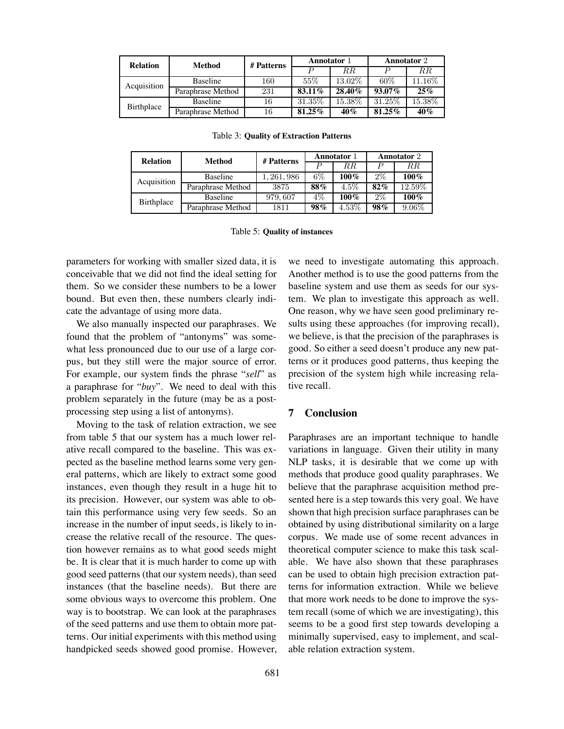| Relation | Method | # Patterns | Annotator 1 | | Annotator 2 | |
|---|---|---|---|---|---|---|
| | | | $P$ | $RR$ | $P$ | $RR$ |
| Acquisition | Baseline | 160 | 55% | 13.02% | 60% | 11.16% |
| | Paraphrase Method | 231 | **83.11%** | **28.40%** | **93.07%** | **25%** |
| Birthplace | Baseline | 16 | 31.35% | 15.38% | 31.25% | 15.38% |
| | Paraphrase Method | 16 | **81.25%** | **40%** | **81.25%** | **40%** |

Table 3: **Quality of Extraction Patterns**

| Relation | Method | # Patterns | Annotator 1 | | Annotator 2 | |
|---|---|---|---|---|---|---|
| | | | $P$ | $RR$ | $P$ | $RR$ |
| Acquisition | Baseline | 1,261,986 | 6% | **100%** | 2% | **100%** |
| | Paraphrase Method | 3875 | **88%** | 4.5% | **82%** | 12.59% |
| Birthplace | Baseline | 979,607 | 4% | **100%** | 2% | **100%** |
| | Paraphrase Method | 1811 | **98%** | 4.53% | **98%** | 9.06% |

Table 5: **Quality of instances**

parameters for working with smaller sized data, it is conceivable that we did not find the ideal setting for them. So we consider these numbers to be a lower bound. But even then, these numbers clearly indicate the advantage of using more data.

We also manually inspected our paraphrases. We found that the problem of "antonyms" was somewhat less pronounced due to our use of a large corpus, but they still were the major source of error. For example, our system finds the phrase "*sell*" as a paraphrase for "*buy*". We need to deal with this problem separately in the future (may be as a post-processing step using a list of antonyms).

Moving to the task of relation extraction, we see from table 5 that our system has a much lower relative recall compared to the baseline. This was expected as the baseline method learns some very general patterns, which are likely to extract some good instances, even though they result in a huge hit to its precision. However, our system was able to obtain this performance using very few seeds. So an increase in the number of input seeds, is likely to increase the relative recall of the resource. The question however remains as to what good seeds might be. It is clear that it is much harder to come up with good seed patterns (that our system needs), than seed instances (that the baseline needs). But there are some obvious ways to overcome this problem. One way is to bootstrap. We can look at the paraphrases of the seed patterns and use them to obtain more patterns. Our initial experiments with this method using handpicked seeds showed good promise. However, we need to investigate automating this approach. Another method is to use the good patterns from the baseline system and use them as seeds for our system. We plan to investigate this approach as well. One reason, why we have seen good preliminary results using these approaches (for improving recall), we believe, is that the precision of the paraphrases is good. So either a seed doesn't produce any new patterns or it produces good patterns, thus keeping the precision of the system high while increasing relative recall.

## 7 Conclusion

Paraphrases are an important technique to handle variations in language. Given their utility in many NLP tasks, it is desirable that we come up with methods that produce good quality paraphrases. We believe that the paraphrase acquisition method presented here is a step towards this very goal. We have shown that high precision surface paraphrases can be obtained by using distributional similarity on a large corpus. We made use of some recent advances in theoretical computer science to make this task scalable. We have also shown that these paraphrases can be used to obtain high precision extraction patterns for information extraction. While we believe that more work needs to be done to improve the system recall (some of which we are investigating), this seems to be a good first step towards developing a minimally supervised, easy to implement, and scalable relation extraction system.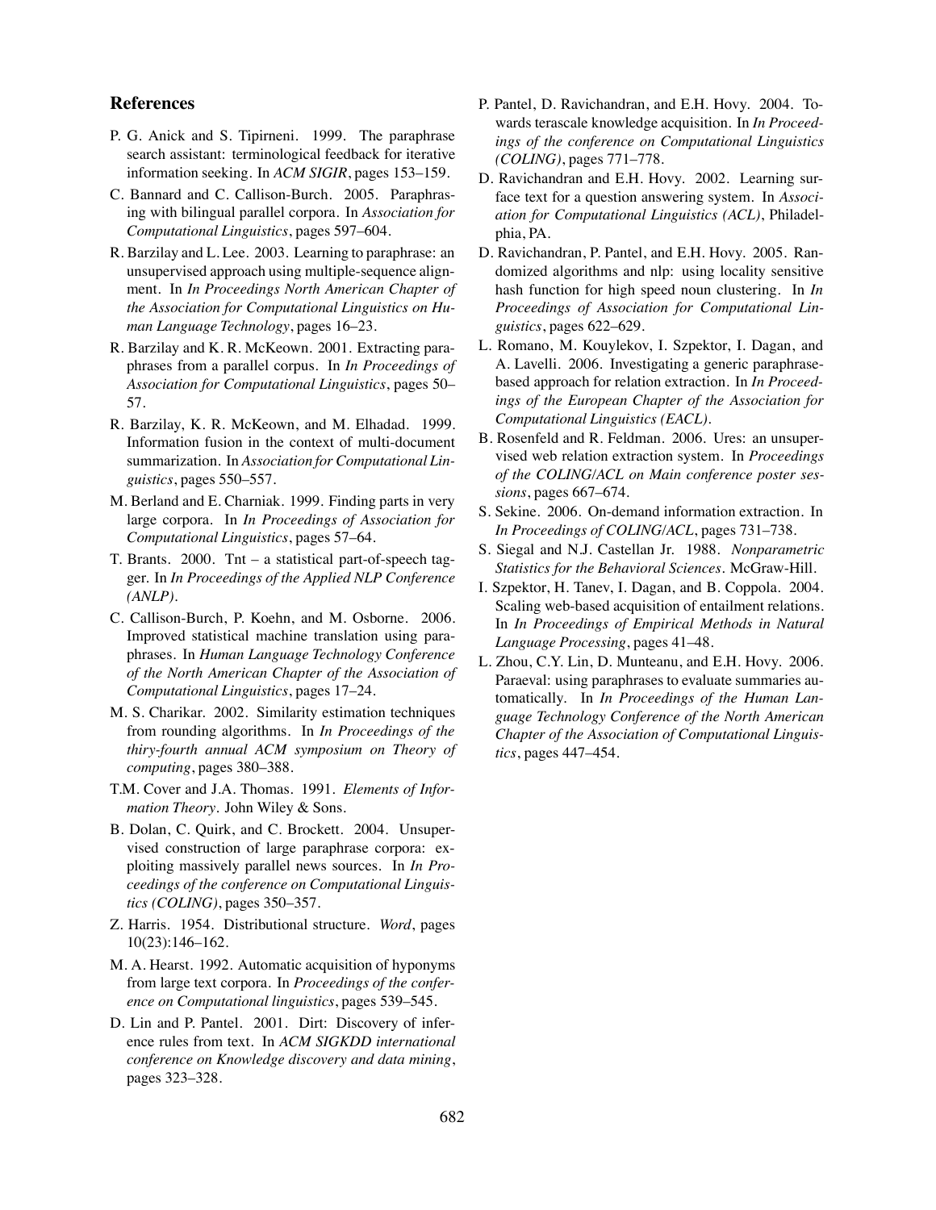## References

P. G. Anick and S. Tipirneni. 1999. The paraphrase search assistant: terminological feedback for iterative information seeking. In *ACM SIGIR*, pages 153–159.

C. Bannard and C. Callison-Burch. 2005. Paraphrasing with bilingual parallel corpora. In *Association for Computational Linguistics*, pages 597–604.

R. Barzilay and L. Lee. 2003. Learning to paraphrase: an unsupervised approach using multiple-sequence alignment. In *In Proceedings North American Chapter of the Association for Computational Linguistics on Human Language Technology*, pages 16–23.

R. Barzilay and K. R. McKeown. 2001. Extracting paraphrases from a parallel corpus. In *In Proceedings of Association for Computational Linguistics*, pages 50–57.

R. Barzilay, K. R. McKeown, and M. Elhadad. 1999. Information fusion in the context of multi-document summarization. In *Association for Computational Linguistics*, pages 550–557.

M. Berland and E. Charniak. 1999. Finding parts in very large corpora. In *In Proceedings of Association for Computational Linguistics*, pages 57–64.

T. Brants. 2000. Tnt – a statistical part-of-speech tagger. In *In Proceedings of the Applied NLP Conference (ANLP)*.

C. Callison-Burch, P. Koehn, and M. Osborne. 2006. Improved statistical machine translation using paraphrases. In *Human Language Technology Conference of the North American Chapter of the Association of Computational Linguistics*, pages 17–24.

M. S. Charikar. 2002. Similarity estimation techniques from rounding algorithms. In *In Proceedings of the thiry-fourth annual ACM symposium on Theory of computing*, pages 380–388.

T.M. Cover and J.A. Thomas. 1991. *Elements of Information Theory*. John Wiley & Sons.

B. Dolan, C. Quirk, and C. Brockett. 2004. Unsupervised construction of large paraphrase corpora: exploiting massively parallel news sources. In *In Proceedings of the conference on Computational Linguistics (COLING)*, pages 350–357.

Z. Harris. 1954. Distributional structure. *Word*, pages 10(23):146–162.

M. A. Hearst. 1992. Automatic acquisition of hyponyms from large text corpora. In *Proceedings of the conference on Computational linguistics*, pages 539–545.

D. Lin and P. Pantel. 2001. Dirt: Discovery of inference rules from text. In *ACM SIGKDD international conference on Knowledge discovery and data mining*, pages 323–328.

P. Pantel, D. Ravichandran, and E.H. Hovy. 2004. Towards terascale knowledge acquisition. In *In Proceedings of the conference on Computational Linguistics (COLING)*, pages 771–778.

D. Ravichandran and E.H. Hovy. 2002. Learning surface text for a question answering system. In *Association for Computational Linguistics (ACL)*, Philadelphia, PA.

D. Ravichandran, P. Pantel, and E.H. Hovy. 2005. Randomized algorithms and nlp: using locality sensitive hash function for high speed noun clustering. In *In Proceedings of Association for Computational Linguistics*, pages 622–629.

L. Romano, M. Kouylekov, I. Szpektor, I. Dagan, and A. Lavelli. 2006. Investigating a generic paraphrase-based approach for relation extraction. In *In Proceedings of the European Chapter of the Association for Computational Linguistics (EACL)*.

B. Rosenfeld and R. Feldman. 2006. Ures: an unsupervised web relation extraction system. In *Proceedings of the COLING/ACL on Main conference poster sessions*, pages 667–674.

S. Sekine. 2006. On-demand information extraction. In *In Proceedings of COLING/ACL*, pages 731–738.

S. Siegal and N.J. Castellan Jr. 1988. *Nonparametric Statistics for the Behavioral Sciences*. McGraw-Hill.

I. Szpektor, H. Tanev, I. Dagan, and B. Coppola. 2004. Scaling web-based acquisition of entailment relations. In *In Proceedings of Empirical Methods in Natural Language Processing*, pages 41–48.

L. Zhou, C.Y. Lin, D. Munteanu, and E.H. Hovy. 2006. Paraeval: using paraphrases to evaluate summaries automatically. In *In Proceedings of the Human Language Technology Conference of the North American Chapter of the Association of Computational Linguistics*, pages 447–454.